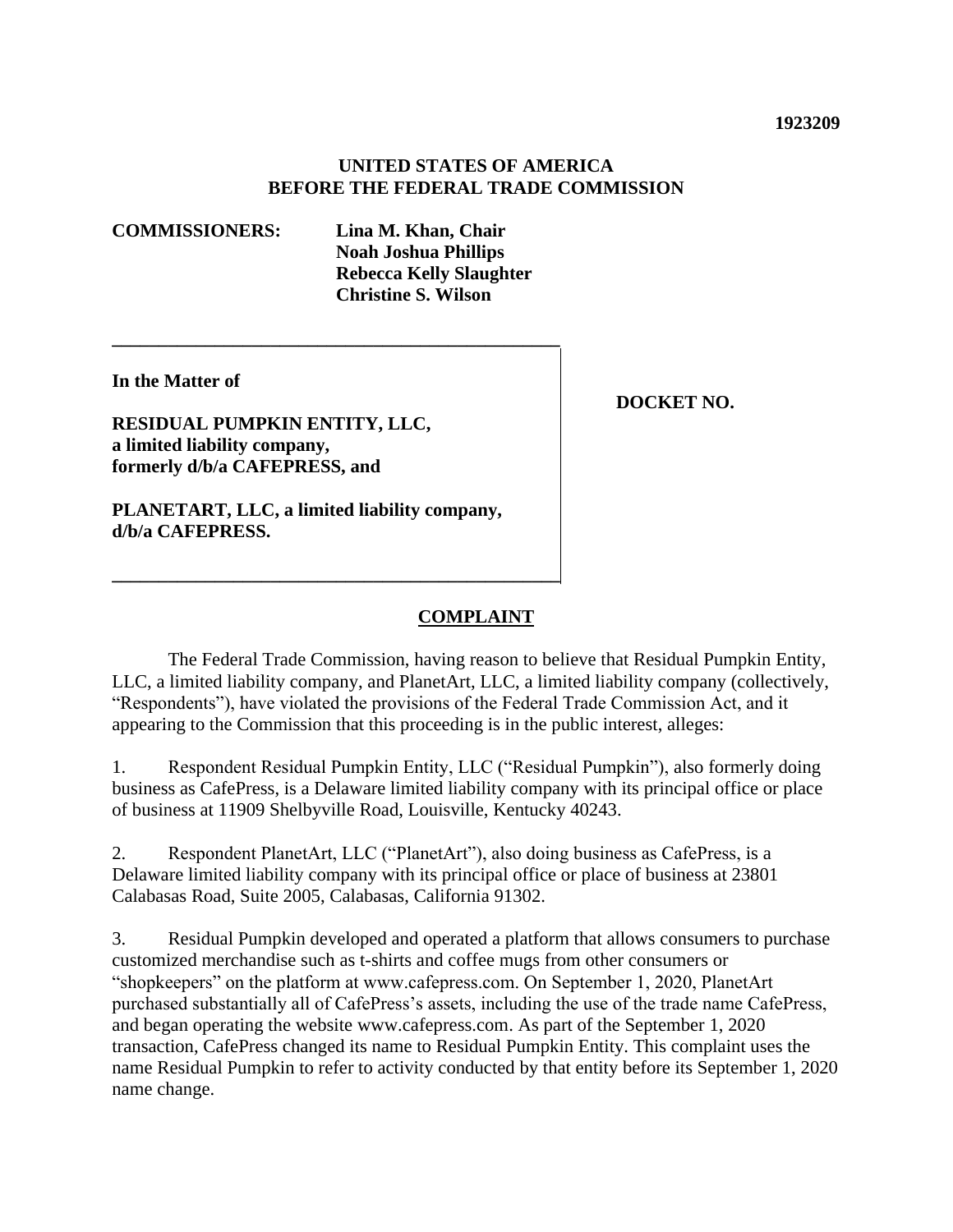**1923209**

**UNITED STATES OF AMERICA**
**BEFORE THE FEDERAL TRADE COMMISSION**

**COMMISSIONERS:** **Lina M. Khan, Chair**
**Noah Joshua Phillips**
**Rebecca Kelly Slaughter**
**Christine S. Wilson**

**In the Matter of**

**RESIDUAL PUMPKIN ENTITY, LLC,**
**a limited liability company,**
**formerly d/b/a CAFEPRESS, and**

**PLANETART, LLC, a limited liability company,**
**d/b/a CAFEPRESS.**

**DOCKET NO.**

## COMPLAINT

The Federal Trade Commission, having reason to believe that Residual Pumpkin Entity, LLC, a limited liability company, and PlanetArt, LLC, a limited liability company (collectively, "Respondents"), have violated the provisions of the Federal Trade Commission Act, and it appearing to the Commission that this proceeding is in the public interest, alleges:

1. Respondent Residual Pumpkin Entity, LLC ("Residual Pumpkin"), also formerly doing business as CafePress, is a Delaware limited liability company with its principal office or place of business at 11909 Shelbyville Road, Louisville, Kentucky 40243.

2. Respondent PlanetArt, LLC ("PlanetArt"), also doing business as CafePress, is a Delaware limited liability company with its principal office or place of business at 23801 Calabasas Road, Suite 2005, Calabasas, California 91302.

3. Residual Pumpkin developed and operated a platform that allows consumers to purchase customized merchandise such as t-shirts and coffee mugs from other consumers or "shopkeepers" on the platform at www.cafepress.com. On September 1, 2020, PlanetArt purchased substantially all of CafePress's assets, including the use of the trade name CafePress, and began operating the website www.cafepress.com. As part of the September 1, 2020 transaction, CafePress changed its name to Residual Pumpkin Entity. This complaint uses the name Residual Pumpkin to refer to activity conducted by that entity before its September 1, 2020 name change.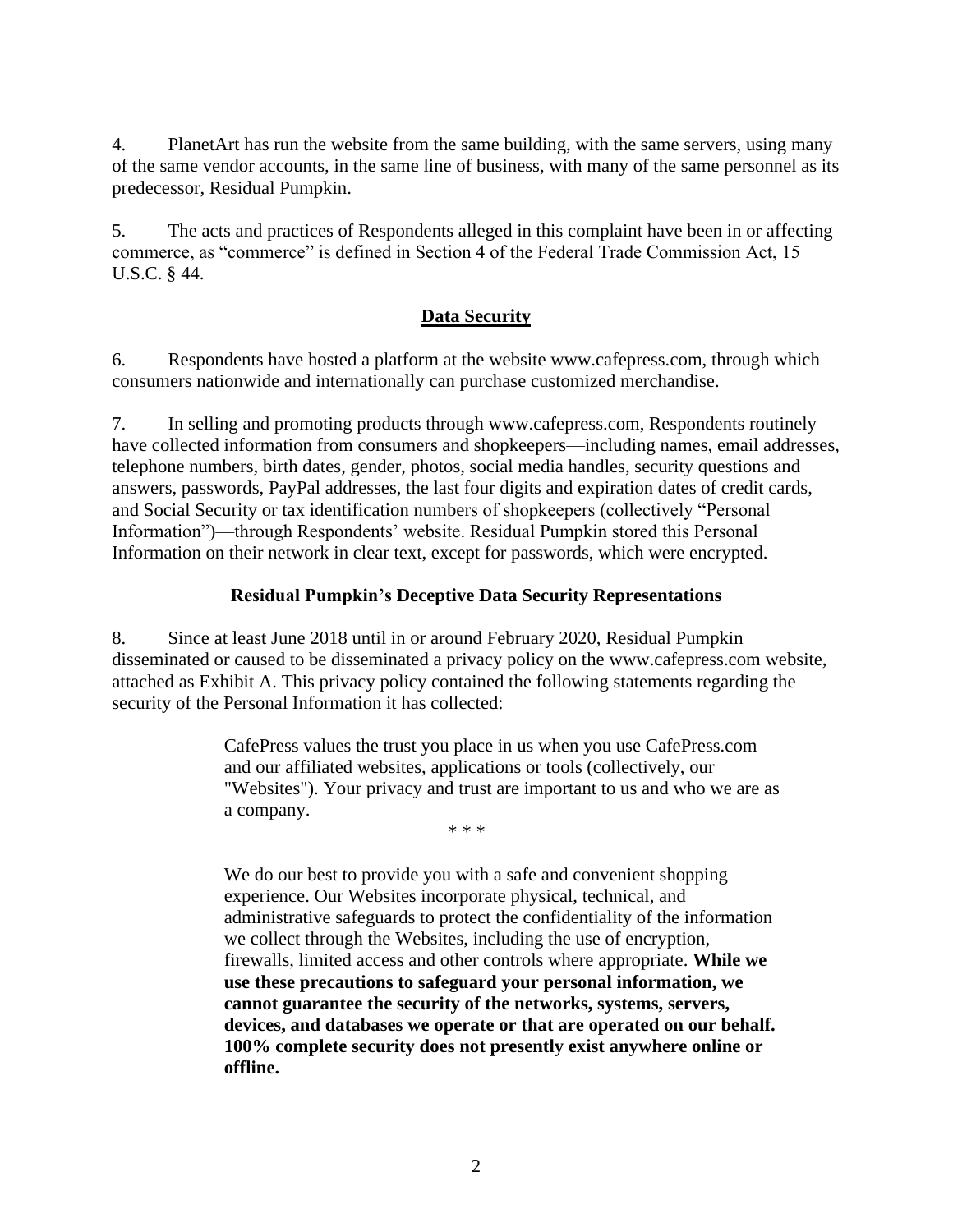4. PlanetArt has run the website from the same building, with the same servers, using many of the same vendor accounts, in the same line of business, with many of the same personnel as its predecessor, Residual Pumpkin.

5. The acts and practices of Respondents alleged in this complaint have been in or affecting commerce, as "commerce" is defined in Section 4 of the Federal Trade Commission Act, 15 U.S.C. § 44.

## Data Security

6. Respondents have hosted a platform at the website www.cafepress.com, through which consumers nationwide and internationally can purchase customized merchandise.

7. In selling and promoting products through www.cafepress.com, Respondents routinely have collected information from consumers and shopkeepers—including names, email addresses, telephone numbers, birth dates, gender, photos, social media handles, security questions and answers, passwords, PayPal addresses, the last four digits and expiration dates of credit cards, and Social Security or tax identification numbers of shopkeepers (collectively "Personal Information")—through Respondents' website. Residual Pumpkin stored this Personal Information on their network in clear text, except for passwords, which were encrypted.

## Residual Pumpkin's Deceptive Data Security Representations

8. Since at least June 2018 until in or around February 2020, Residual Pumpkin disseminated or caused to be disseminated a privacy policy on the www.cafepress.com website, attached as Exhibit A. This privacy policy contained the following statements regarding the security of the Personal Information it has collected:

> CafePress values the trust you place in us when you use CafePress.com and our affiliated websites, applications or tools (collectively, our "Websites"). Your privacy and trust are important to us and who we are as a company.
>
> \* \* \*
>
> We do our best to provide you with a safe and convenient shopping experience. Our Websites incorporate physical, technical, and administrative safeguards to protect the confidentiality of the information we collect through the Websites, including the use of encryption, firewalls, limited access and other controls where appropriate. **While we use these precautions to safeguard your personal information, we cannot guarantee the security of the networks, systems, servers, devices, and databases we operate or that are operated on our behalf. 100% complete security does not presently exist anywhere online or offline.**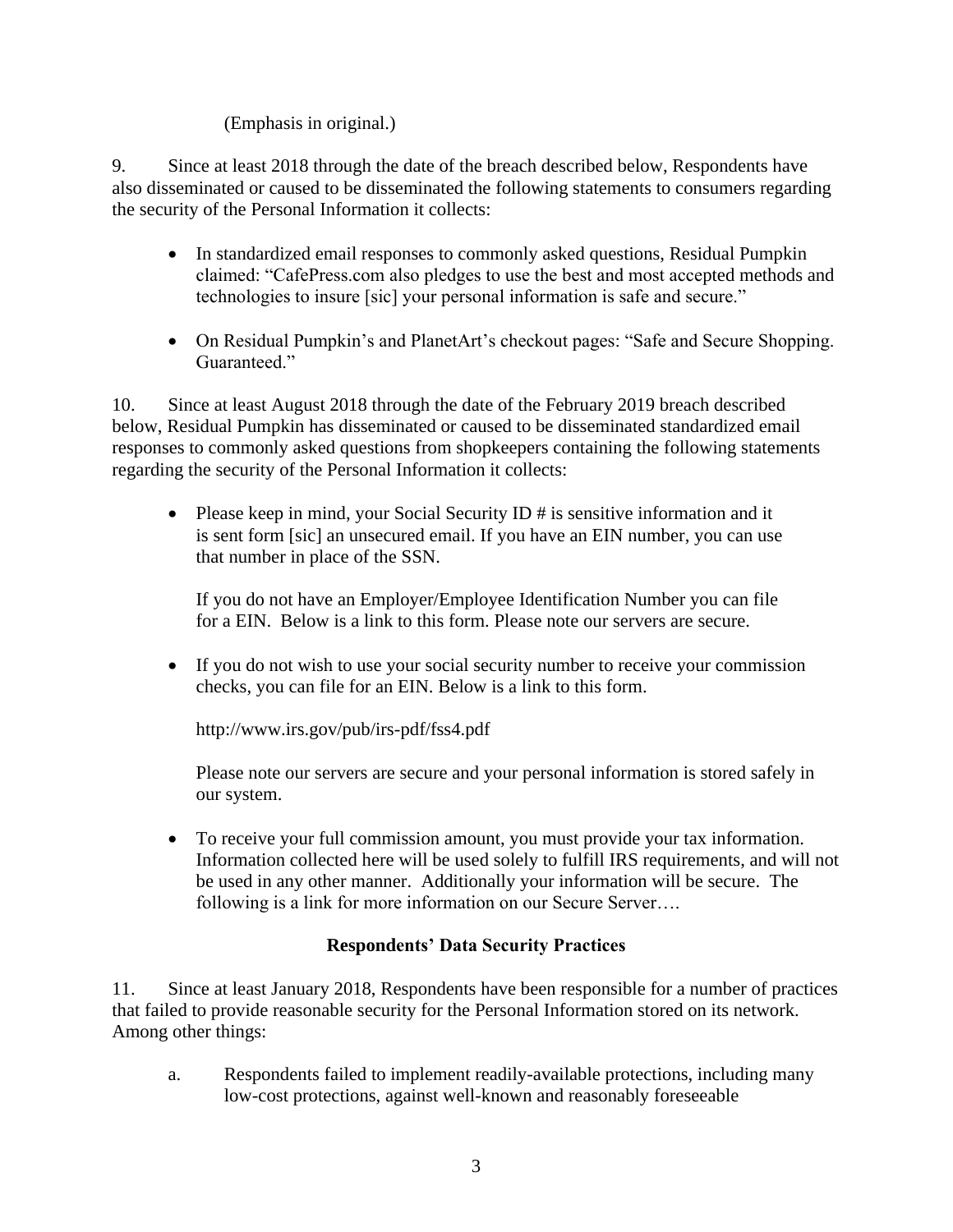(Emphasis in original.)

9. Since at least 2018 through the date of the breach described below, Respondents have also disseminated or caused to be disseminated the following statements to consumers regarding the security of the Personal Information it collects:

- In standardized email responses to commonly asked questions, Residual Pumpkin claimed: "CafePress.com also pledges to use the best and most accepted methods and technologies to insure [sic] your personal information is safe and secure."

- On Residual Pumpkin's and PlanetArt's checkout pages: "Safe and Secure Shopping. Guaranteed."

10. Since at least August 2018 through the date of the February 2019 breach described below, Residual Pumpkin has disseminated or caused to be disseminated standardized email responses to commonly asked questions from shopkeepers containing the following statements regarding the security of the Personal Information it collects:

- Please keep in mind, your Social Security ID # is sensitive information and it is sent form [sic] an unsecured email. If you have an EIN number, you can use that number in place of the SSN.

  If you do not have an Employer/Employee Identification Number you can file for a EIN. Below is a link to this form. Please note our servers are secure.

- If you do not wish to use your social security number to receive your commission checks, you can file for an EIN. Below is a link to this form.

  http://www.irs.gov/pub/irs-pdf/fss4.pdf

  Please note our servers are secure and your personal information is stored safely in our system.

- To receive your full commission amount, you must provide your tax information. Information collected here will be used solely to fulfill IRS requirements, and will not be used in any other manner. Additionally your information will be secure. The following is a link for more information on our Secure Server….

### Respondents' Data Security Practices

11. Since at least January 2018, Respondents have been responsible for a number of practices that failed to provide reasonable security for the Personal Information stored on its network. Among other things:

a. Respondents failed to implement readily-available protections, including many low-cost protections, against well-known and reasonably foreseeable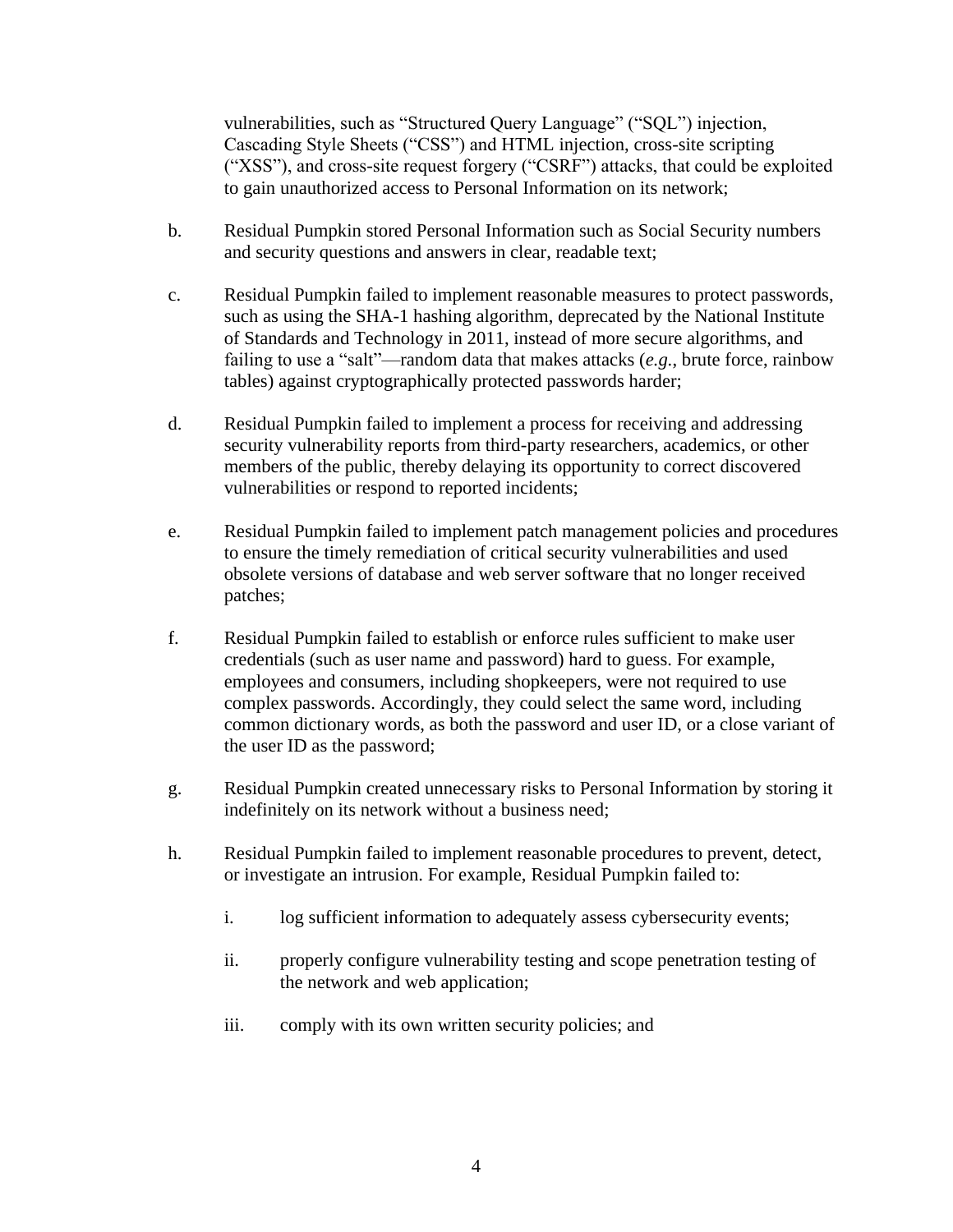vulnerabilities, such as "Structured Query Language" ("SQL") injection, Cascading Style Sheets ("CSS") and HTML injection, cross-site scripting ("XSS"), and cross-site request forgery ("CSRF") attacks, that could be exploited to gain unauthorized access to Personal Information on its network;

b. Residual Pumpkin stored Personal Information such as Social Security numbers and security questions and answers in clear, readable text;

c. Residual Pumpkin failed to implement reasonable measures to protect passwords, such as using the SHA-1 hashing algorithm, deprecated by the National Institute of Standards and Technology in 2011, instead of more secure algorithms, and failing to use a "salt"—random data that makes attacks (*e.g.*, brute force, rainbow tables) against cryptographically protected passwords harder;

d. Residual Pumpkin failed to implement a process for receiving and addressing security vulnerability reports from third-party researchers, academics, or other members of the public, thereby delaying its opportunity to correct discovered vulnerabilities or respond to reported incidents;

e. Residual Pumpkin failed to implement patch management policies and procedures to ensure the timely remediation of critical security vulnerabilities and used obsolete versions of database and web server software that no longer received patches;

f. Residual Pumpkin failed to establish or enforce rules sufficient to make user credentials (such as user name and password) hard to guess. For example, employees and consumers, including shopkeepers, were not required to use complex passwords. Accordingly, they could select the same word, including common dictionary words, as both the password and user ID, or a close variant of the user ID as the password;

g. Residual Pumpkin created unnecessary risks to Personal Information by storing it indefinitely on its network without a business need;

h. Residual Pumpkin failed to implement reasonable procedures to prevent, detect, or investigate an intrusion. For example, Residual Pumpkin failed to:

   i. log sufficient information to adequately assess cybersecurity events;

   ii. properly configure vulnerability testing and scope penetration testing of the network and web application;

   iii. comply with its own written security policies; and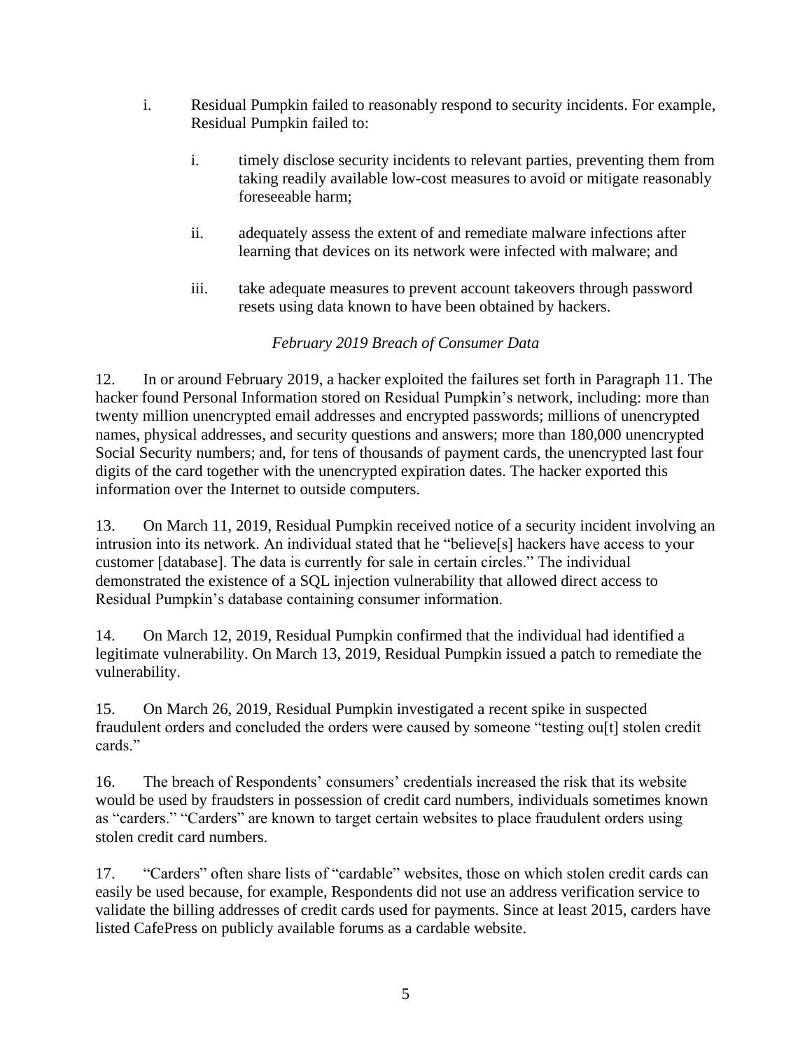i. Residual Pumpkin failed to reasonably respond to security incidents. For example, Residual Pumpkin failed to:

   i. timely disclose security incidents to relevant parties, preventing them from taking readily available low-cost measures to avoid or mitigate reasonably foreseeable harm;

   ii. adequately assess the extent of and remediate malware infections after learning that devices on its network were infected with malware; and

   iii. take adequate measures to prevent account takeovers through password resets using data known to have been obtained by hackers.

*February 2019 Breach of Consumer Data*

12. In or around February 2019, a hacker exploited the failures set forth in Paragraph 11. The hacker found Personal Information stored on Residual Pumpkin's network, including: more than twenty million unencrypted email addresses and encrypted passwords; millions of unencrypted names, physical addresses, and security questions and answers; more than 180,000 unencrypted Social Security numbers; and, for tens of thousands of payment cards, the unencrypted last four digits of the card together with the unencrypted expiration dates. The hacker exported this information over the Internet to outside computers.

13. On March 11, 2019, Residual Pumpkin received notice of a security incident involving an intrusion into its network. An individual stated that he "believe[s] hackers have access to your customer [database]. The data is currently for sale in certain circles." The individual demonstrated the existence of a SQL injection vulnerability that allowed direct access to Residual Pumpkin's database containing consumer information.

14. On March 12, 2019, Residual Pumpkin confirmed that the individual had identified a legitimate vulnerability. On March 13, 2019, Residual Pumpkin issued a patch to remediate the vulnerability.

15. On March 26, 2019, Residual Pumpkin investigated a recent spike in suspected fraudulent orders and concluded the orders were caused by someone "testing ou[t] stolen credit cards."

16. The breach of Respondents' consumers' credentials increased the risk that its website would be used by fraudsters in possession of credit card numbers, individuals sometimes known as "carders." "Carders" are known to target certain websites to place fraudulent orders using stolen credit card numbers.

17. "Carders" often share lists of "cardable" websites, those on which stolen credit cards can easily be used because, for example, Respondents did not use an address verification service to validate the billing addresses of credit cards used for payments. Since at least 2015, carders have listed CafePress on publicly available forums as a cardable website.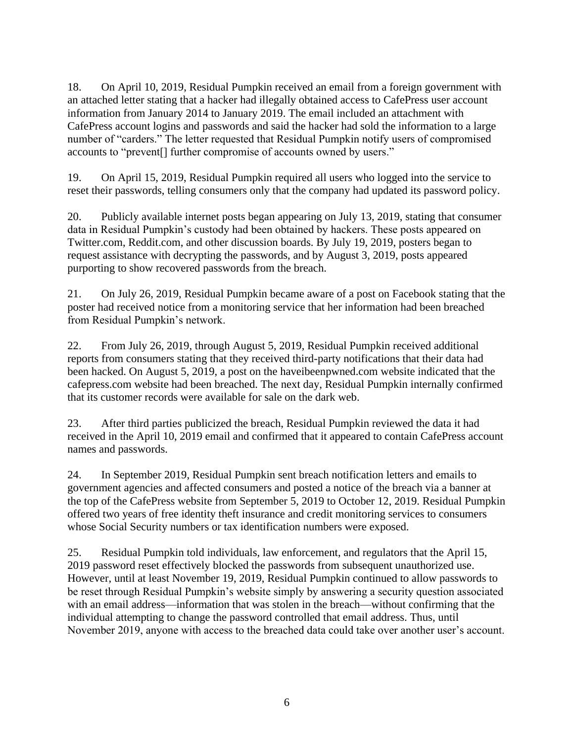18. On April 10, 2019, Residual Pumpkin received an email from a foreign government with an attached letter stating that a hacker had illegally obtained access to CafePress user account information from January 2014 to January 2019. The email included an attachment with CafePress account logins and passwords and said the hacker had sold the information to a large number of "carders." The letter requested that Residual Pumpkin notify users of compromised accounts to "prevent[] further compromise of accounts owned by users."

19. On April 15, 2019, Residual Pumpkin required all users who logged into the service to reset their passwords, telling consumers only that the company had updated its password policy.

20. Publicly available internet posts began appearing on July 13, 2019, stating that consumer data in Residual Pumpkin's custody had been obtained by hackers. These posts appeared on Twitter.com, Reddit.com, and other discussion boards. By July 19, 2019, posters began to request assistance with decrypting the passwords, and by August 3, 2019, posts appeared purporting to show recovered passwords from the breach.

21. On July 26, 2019, Residual Pumpkin became aware of a post on Facebook stating that the poster had received notice from a monitoring service that her information had been breached from Residual Pumpkin's network.

22. From July 26, 2019, through August 5, 2019, Residual Pumpkin received additional reports from consumers stating that they received third-party notifications that their data had been hacked. On August 5, 2019, a post on the haveibeenpwned.com website indicated that the cafepress.com website had been breached. The next day, Residual Pumpkin internally confirmed that its customer records were available for sale on the dark web.

23. After third parties publicized the breach, Residual Pumpkin reviewed the data it had received in the April 10, 2019 email and confirmed that it appeared to contain CafePress account names and passwords.

24. In September 2019, Residual Pumpkin sent breach notification letters and emails to government agencies and affected consumers and posted a notice of the breach via a banner at the top of the CafePress website from September 5, 2019 to October 12, 2019. Residual Pumpkin offered two years of free identity theft insurance and credit monitoring services to consumers whose Social Security numbers or tax identification numbers were exposed.

25. Residual Pumpkin told individuals, law enforcement, and regulators that the April 15, 2019 password reset effectively blocked the passwords from subsequent unauthorized use. However, until at least November 19, 2019, Residual Pumpkin continued to allow passwords to be reset through Residual Pumpkin's website simply by answering a security question associated with an email address—information that was stolen in the breach—without confirming that the individual attempting to change the password controlled that email address. Thus, until November 2019, anyone with access to the breached data could take over another user's account.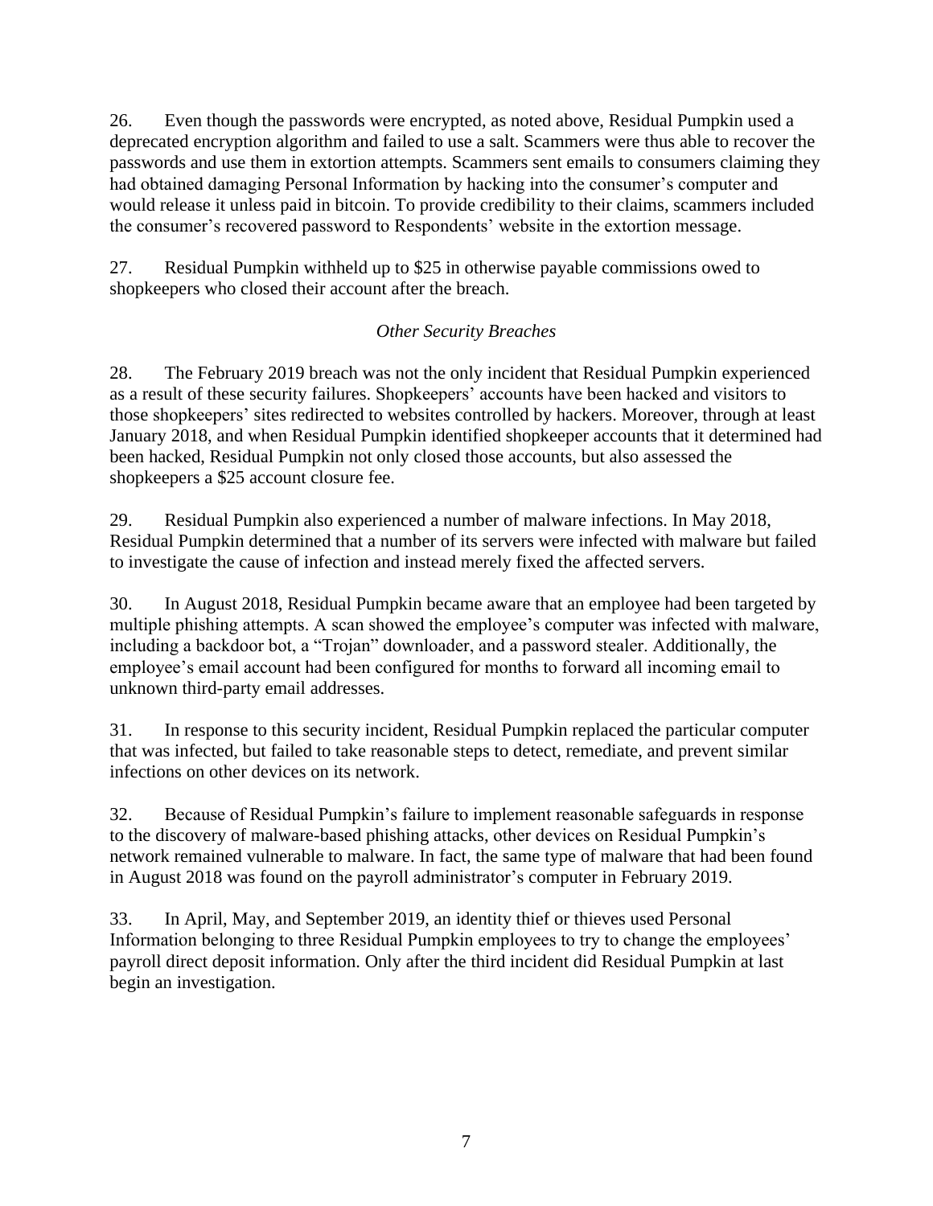26. Even though the passwords were encrypted, as noted above, Residual Pumpkin used a deprecated encryption algorithm and failed to use a salt. Scammers were thus able to recover the passwords and use them in extortion attempts. Scammers sent emails to consumers claiming they had obtained damaging Personal Information by hacking into the consumer's computer and would release it unless paid in bitcoin. To provide credibility to their claims, scammers included the consumer's recovered password to Respondents' website in the extortion message.

27. Residual Pumpkin withheld up to $25 in otherwise payable commissions owed to shopkeepers who closed their account after the breach.

*Other Security Breaches*

28. The February 2019 breach was not the only incident that Residual Pumpkin experienced as a result of these security failures. Shopkeepers' accounts have been hacked and visitors to those shopkeepers' sites redirected to websites controlled by hackers. Moreover, through at least January 2018, and when Residual Pumpkin identified shopkeeper accounts that it determined had been hacked, Residual Pumpkin not only closed those accounts, but also assessed the shopkeepers a $25 account closure fee.

29. Residual Pumpkin also experienced a number of malware infections. In May 2018, Residual Pumpkin determined that a number of its servers were infected with malware but failed to investigate the cause of infection and instead merely fixed the affected servers.

30. In August 2018, Residual Pumpkin became aware that an employee had been targeted by multiple phishing attempts. A scan showed the employee's computer was infected with malware, including a backdoor bot, a "Trojan" downloader, and a password stealer. Additionally, the employee's email account had been configured for months to forward all incoming email to unknown third-party email addresses.

31. In response to this security incident, Residual Pumpkin replaced the particular computer that was infected, but failed to take reasonable steps to detect, remediate, and prevent similar infections on other devices on its network.

32. Because of Residual Pumpkin's failure to implement reasonable safeguards in response to the discovery of malware-based phishing attacks, other devices on Residual Pumpkin's network remained vulnerable to malware. In fact, the same type of malware that had been found in August 2018 was found on the payroll administrator's computer in February 2019.

33. In April, May, and September 2019, an identity thief or thieves used Personal Information belonging to three Residual Pumpkin employees to try to change the employees' payroll direct deposit information. Only after the third incident did Residual Pumpkin at last begin an investigation.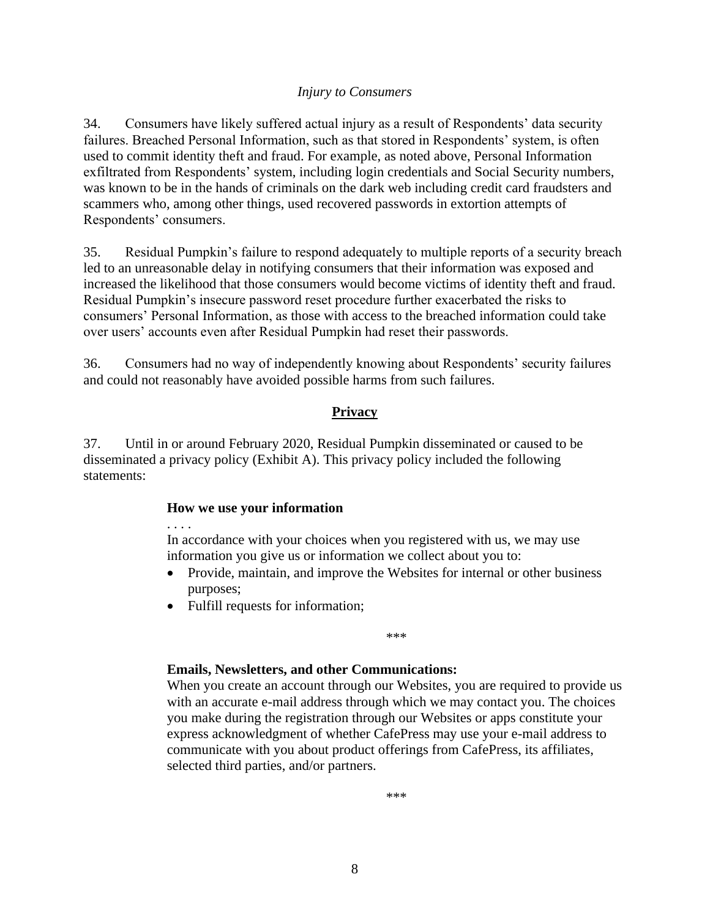*Injury to Consumers*

34. Consumers have likely suffered actual injury as a result of Respondents' data security failures. Breached Personal Information, such as that stored in Respondents' system, is often used to commit identity theft and fraud. For example, as noted above, Personal Information exfiltrated from Respondents' system, including login credentials and Social Security numbers, was known to be in the hands of criminals on the dark web including credit card fraudsters and scammers who, among other things, used recovered passwords in extortion attempts of Respondents' consumers.

35. Residual Pumpkin's failure to respond adequately to multiple reports of a security breach led to an unreasonable delay in notifying consumers that their information was exposed and increased the likelihood that those consumers would become victims of identity theft and fraud. Residual Pumpkin's insecure password reset procedure further exacerbated the risks to consumers' Personal Information, as those with access to the breached information could take over users' accounts even after Residual Pumpkin had reset their passwords.

36. Consumers had no way of independently knowing about Respondents' security failures and could not reasonably have avoided possible harms from such failures.

## Privacy

37. Until in or around February 2020, Residual Pumpkin disseminated or caused to be disseminated a privacy policy (Exhibit A). This privacy policy included the following statements:

> **How we use your information**
>
> . . . .
>
> In accordance with your choices when you registered with us, we may use information you give us or information we collect about you to:
>
> - Provide, maintain, and improve the Websites for internal or other business purposes;
> - Fulfill requests for information;
>
> \*\*\*
>
> **Emails, Newsletters, and other Communications:**
>
> When you create an account through our Websites, you are required to provide us with an accurate e-mail address through which we may contact you. The choices you make during the registration through our Websites or apps constitute your express acknowledgment of whether CafePress may use your e-mail address to communicate with you about product offerings from CafePress, its affiliates, selected third parties, and/or partners.
>
> \*\*\*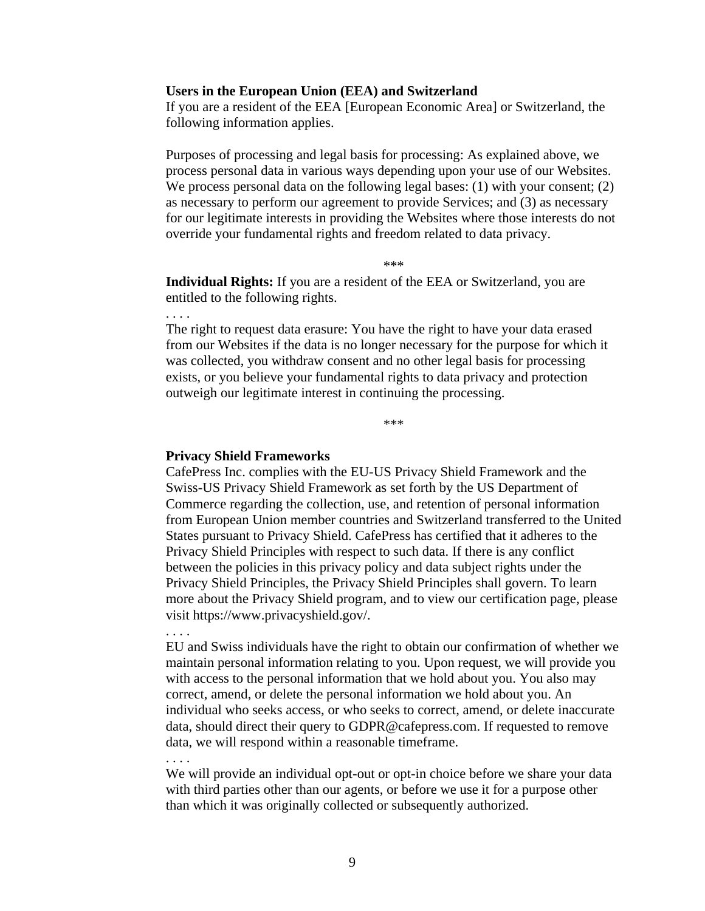**Users in the European Union (EEA) and Switzerland**
If you are a resident of the EEA [European Economic Area] or Switzerland, the following information applies.

Purposes of processing and legal basis for processing: As explained above, we process personal data in various ways depending upon your use of our Websites. We process personal data on the following legal bases: (1) with your consent; (2) as necessary to perform our agreement to provide Services; and (3) as necessary for our legitimate interests in providing the Websites where those interests do not override your fundamental rights and freedom related to data privacy.

\*\*\*

**Individual Rights:** If you are a resident of the EEA or Switzerland, you are entitled to the following rights.

. . . .

The right to request data erasure: You have the right to have your data erased from our Websites if the data is no longer necessary for the purpose for which it was collected, you withdraw consent and no other legal basis for processing exists, or you believe your fundamental rights to data privacy and protection outweigh our legitimate interest in continuing the processing.

\*\*\*

**Privacy Shield Frameworks**
CafePress Inc. complies with the EU-US Privacy Shield Framework and the Swiss-US Privacy Shield Framework as set forth by the US Department of Commerce regarding the collection, use, and retention of personal information from European Union member countries and Switzerland transferred to the United States pursuant to Privacy Shield. CafePress has certified that it adheres to the Privacy Shield Principles with respect to such data. If there is any conflict between the policies in this privacy policy and data subject rights under the Privacy Shield Principles, the Privacy Shield Principles shall govern. To learn more about the Privacy Shield program, and to view our certification page, please visit https://www.privacyshield.gov/.

. . . .

EU and Swiss individuals have the right to obtain our confirmation of whether we maintain personal information relating to you. Upon request, we will provide you with access to the personal information that we hold about you. You also may correct, amend, or delete the personal information we hold about you. An individual who seeks access, or who seeks to correct, amend, or delete inaccurate data, should direct their query to GDPR@cafepress.com. If requested to remove data, we will respond within a reasonable timeframe.

. . . .

We will provide an individual opt-out or opt-in choice before we share your data with third parties other than our agents, or before we use it for a purpose other than which it was originally collected or subsequently authorized.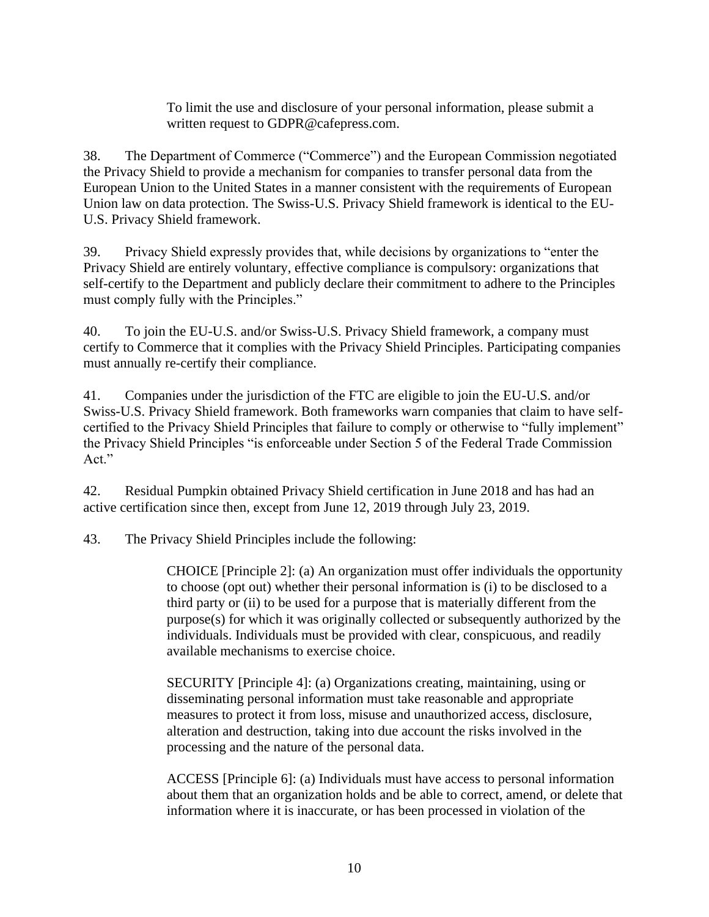> To limit the use and disclosure of your personal information, please submit a written request to GDPR@cafepress.com.

38. The Department of Commerce ("Commerce") and the European Commission negotiated the Privacy Shield to provide a mechanism for companies to transfer personal data from the European Union to the United States in a manner consistent with the requirements of European Union law on data protection. The Swiss-U.S. Privacy Shield framework is identical to the EU-U.S. Privacy Shield framework.

39. Privacy Shield expressly provides that, while decisions by organizations to "enter the Privacy Shield are entirely voluntary, effective compliance is compulsory: organizations that self-certify to the Department and publicly declare their commitment to adhere to the Principles must comply fully with the Principles."

40. To join the EU-U.S. and/or Swiss-U.S. Privacy Shield framework, a company must certify to Commerce that it complies with the Privacy Shield Principles. Participating companies must annually re-certify their compliance.

41. Companies under the jurisdiction of the FTC are eligible to join the EU-U.S. and/or Swiss-U.S. Privacy Shield framework. Both frameworks warn companies that claim to have self-certified to the Privacy Shield Principles that failure to comply or otherwise to "fully implement" the Privacy Shield Principles "is enforceable under Section 5 of the Federal Trade Commission Act."

42. Residual Pumpkin obtained Privacy Shield certification in June 2018 and has had an active certification since then, except from June 12, 2019 through July 23, 2019.

43. The Privacy Shield Principles include the following:

> CHOICE [Principle 2]: (a) An organization must offer individuals the opportunity to choose (opt out) whether their personal information is (i) to be disclosed to a third party or (ii) to be used for a purpose that is materially different from the purpose(s) for which it was originally collected or subsequently authorized by the individuals. Individuals must be provided with clear, conspicuous, and readily available mechanisms to exercise choice.
>
> SECURITY [Principle 4]: (a) Organizations creating, maintaining, using or disseminating personal information must take reasonable and appropriate measures to protect it from loss, misuse and unauthorized access, disclosure, alteration and destruction, taking into due account the risks involved in the processing and the nature of the personal data.
>
> ACCESS [Principle 6]: (a) Individuals must have access to personal information about them that an organization holds and be able to correct, amend, or delete that information where it is inaccurate, or has been processed in violation of the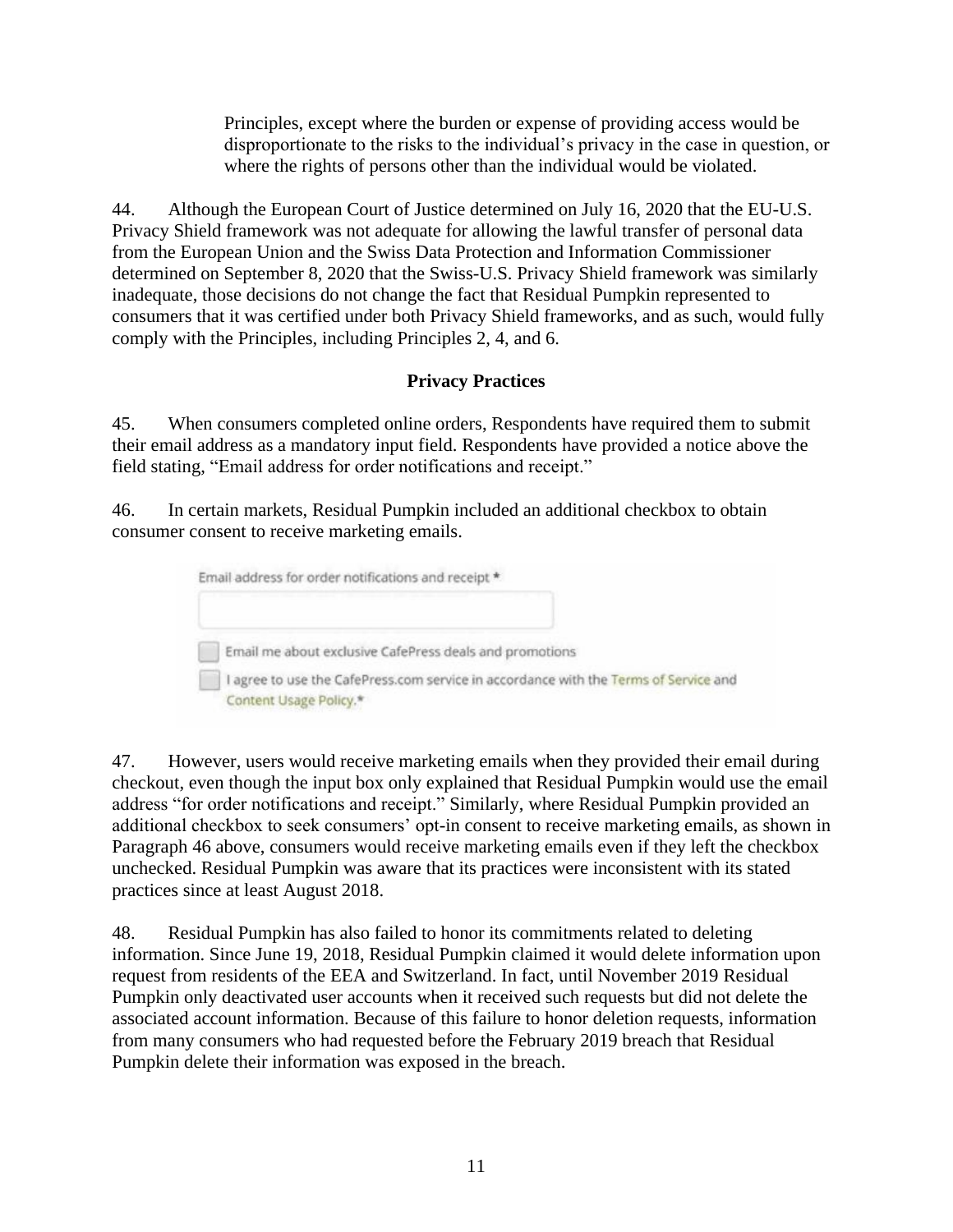Principles, except where the burden or expense of providing access would be disproportionate to the risks to the individual's privacy in the case in question, or where the rights of persons other than the individual would be violated.

44. Although the European Court of Justice determined on July 16, 2020 that the EU-U.S. Privacy Shield framework was not adequate for allowing the lawful transfer of personal data from the European Union and the Swiss Data Protection and Information Commissioner determined on September 8, 2020 that the Swiss-U.S. Privacy Shield framework was similarly inadequate, those decisions do not change the fact that Residual Pumpkin represented to consumers that it was certified under both Privacy Shield frameworks, and as such, would fully comply with the Principles, including Principles 2, 4, and 6.

**Privacy Practices**

45. When consumers completed online orders, Respondents have required them to submit their email address as a mandatory input field. Respondents have provided a notice above the field stating, "Email address for order notifications and receipt."

46. In certain markets, Residual Pumpkin included an additional checkbox to obtain consumer consent to receive marketing emails.

Email address for order notifications and receipt *

[ ] Email me about exclusive CafePress deals and promotions

[ ] I agree to use the CafePress.com service in accordance with the Terms of Service and Content Usage Policy.*

47. However, users would receive marketing emails when they provided their email during checkout, even though the input box only explained that Residual Pumpkin would use the email address "for order notifications and receipt." Similarly, where Residual Pumpkin provided an additional checkbox to seek consumers' opt-in consent to receive marketing emails, as shown in Paragraph 46 above, consumers would receive marketing emails even if they left the checkbox unchecked. Residual Pumpkin was aware that its practices were inconsistent with its stated practices since at least August 2018.

48. Residual Pumpkin has also failed to honor its commitments related to deleting information. Since June 19, 2018, Residual Pumpkin claimed it would delete information upon request from residents of the EEA and Switzerland. In fact, until November 2019 Residual Pumpkin only deactivated user accounts when it received such requests but did not delete the associated account information. Because of this failure to honor deletion requests, information from many consumers who had requested before the February 2019 breach that Residual Pumpkin delete their information was exposed in the breach.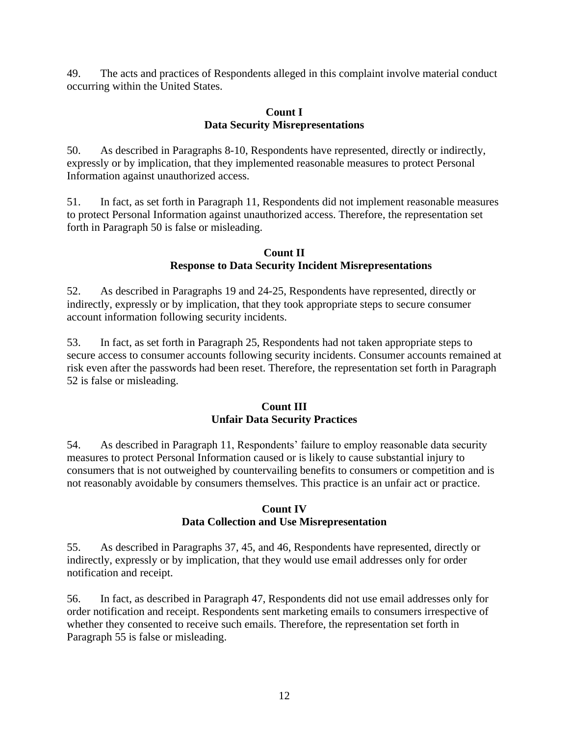49. The acts and practices of Respondents alleged in this complaint involve material conduct occurring within the United States.

## Count I
## Data Security Misrepresentations

50. As described in Paragraphs 8-10, Respondents have represented, directly or indirectly, expressly or by implication, that they implemented reasonable measures to protect Personal Information against unauthorized access.

51. In fact, as set forth in Paragraph 11, Respondents did not implement reasonable measures to protect Personal Information against unauthorized access. Therefore, the representation set forth in Paragraph 50 is false or misleading.

## Count II
## Response to Data Security Incident Misrepresentations

52. As described in Paragraphs 19 and 24-25, Respondents have represented, directly or indirectly, expressly or by implication, that they took appropriate steps to secure consumer account information following security incidents.

53. In fact, as set forth in Paragraph 25, Respondents had not taken appropriate steps to secure access to consumer accounts following security incidents. Consumer accounts remained at risk even after the passwords had been reset. Therefore, the representation set forth in Paragraph 52 is false or misleading.

## Count III
## Unfair Data Security Practices

54. As described in Paragraph 11, Respondents' failure to employ reasonable data security measures to protect Personal Information caused or is likely to cause substantial injury to consumers that is not outweighed by countervailing benefits to consumers or competition and is not reasonably avoidable by consumers themselves. This practice is an unfair act or practice.

## Count IV
## Data Collection and Use Misrepresentation

55. As described in Paragraphs 37, 45, and 46, Respondents have represented, directly or indirectly, expressly or by implication, that they would use email addresses only for order notification and receipt.

56. In fact, as described in Paragraph 47, Respondents did not use email addresses only for order notification and receipt. Respondents sent marketing emails to consumers irrespective of whether they consented to receive such emails. Therefore, the representation set forth in Paragraph 55 is false or misleading.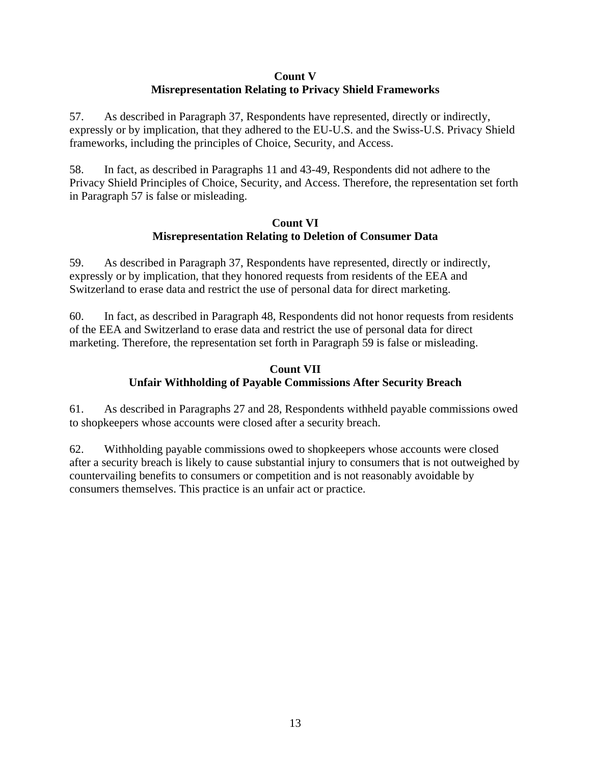**Count V**
**Misrepresentation Relating to Privacy Shield Frameworks**

57. As described in Paragraph 37, Respondents have represented, directly or indirectly, expressly or by implication, that they adhered to the EU-U.S. and the Swiss-U.S. Privacy Shield frameworks, including the principles of Choice, Security, and Access.

58. In fact, as described in Paragraphs 11 and 43-49, Respondents did not adhere to the Privacy Shield Principles of Choice, Security, and Access. Therefore, the representation set forth in Paragraph 57 is false or misleading.

**Count VI**
**Misrepresentation Relating to Deletion of Consumer Data**

59. As described in Paragraph 37, Respondents have represented, directly or indirectly, expressly or by implication, that they honored requests from residents of the EEA and Switzerland to erase data and restrict the use of personal data for direct marketing.

60. In fact, as described in Paragraph 48, Respondents did not honor requests from residents of the EEA and Switzerland to erase data and restrict the use of personal data for direct marketing. Therefore, the representation set forth in Paragraph 59 is false or misleading.

**Count VII**
**Unfair Withholding of Payable Commissions After Security Breach**

61. As described in Paragraphs 27 and 28, Respondents withheld payable commissions owed to shopkeepers whose accounts were closed after a security breach.

62. Withholding payable commissions owed to shopkeepers whose accounts were closed after a security breach is likely to cause substantial injury to consumers that is not outweighed by countervailing benefits to consumers or competition and is not reasonably avoidable by consumers themselves. This practice is an unfair act or practice.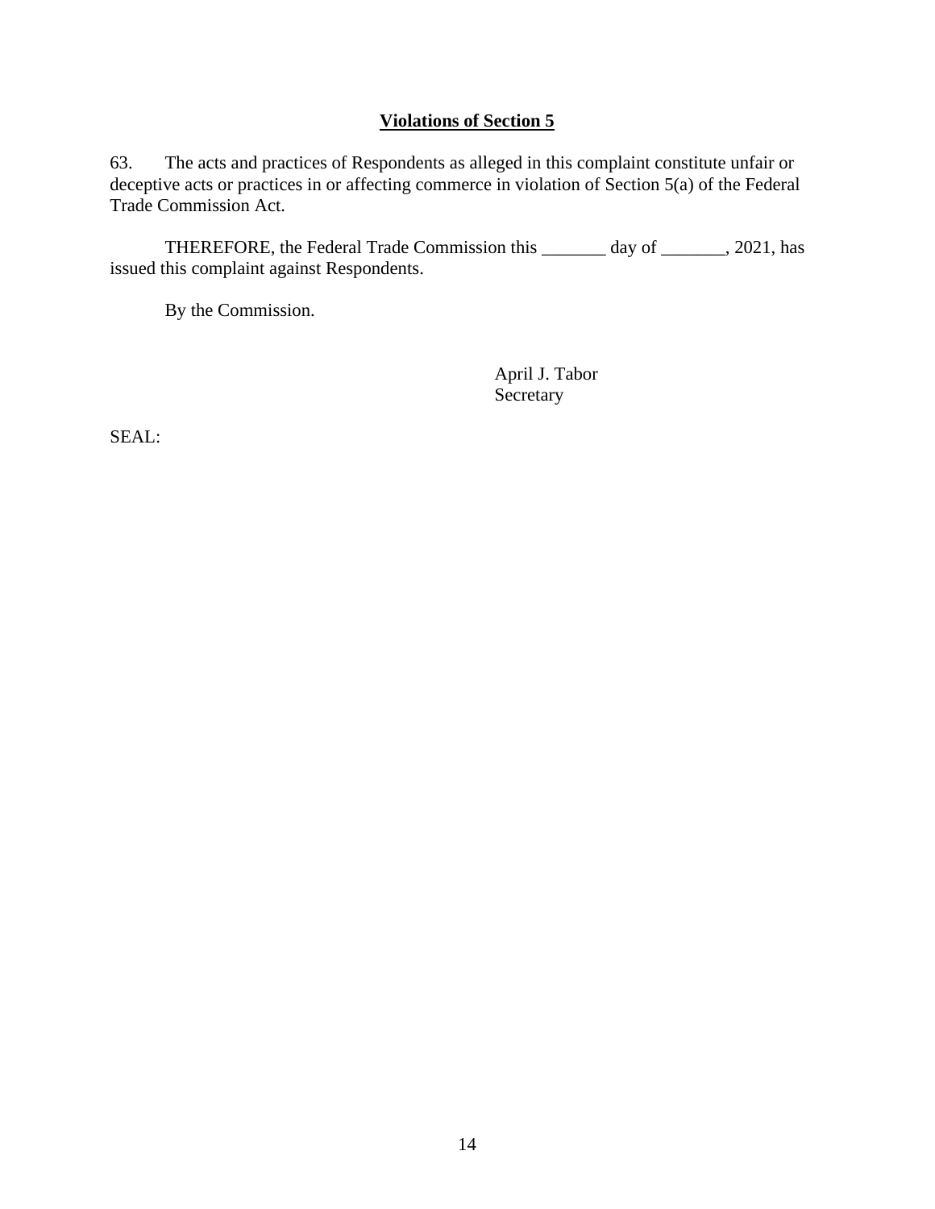## **Violations of Section 5**

63. The acts and practices of Respondents as alleged in this complaint constitute unfair or deceptive acts or practices in or affecting commerce in violation of Section 5(a) of the Federal Trade Commission Act.

THEREFORE, the Federal Trade Commission this _______ day of _______, 2021, has issued this complaint against Respondents.

By the Commission.

April J. Tabor
Secretary

SEAL: